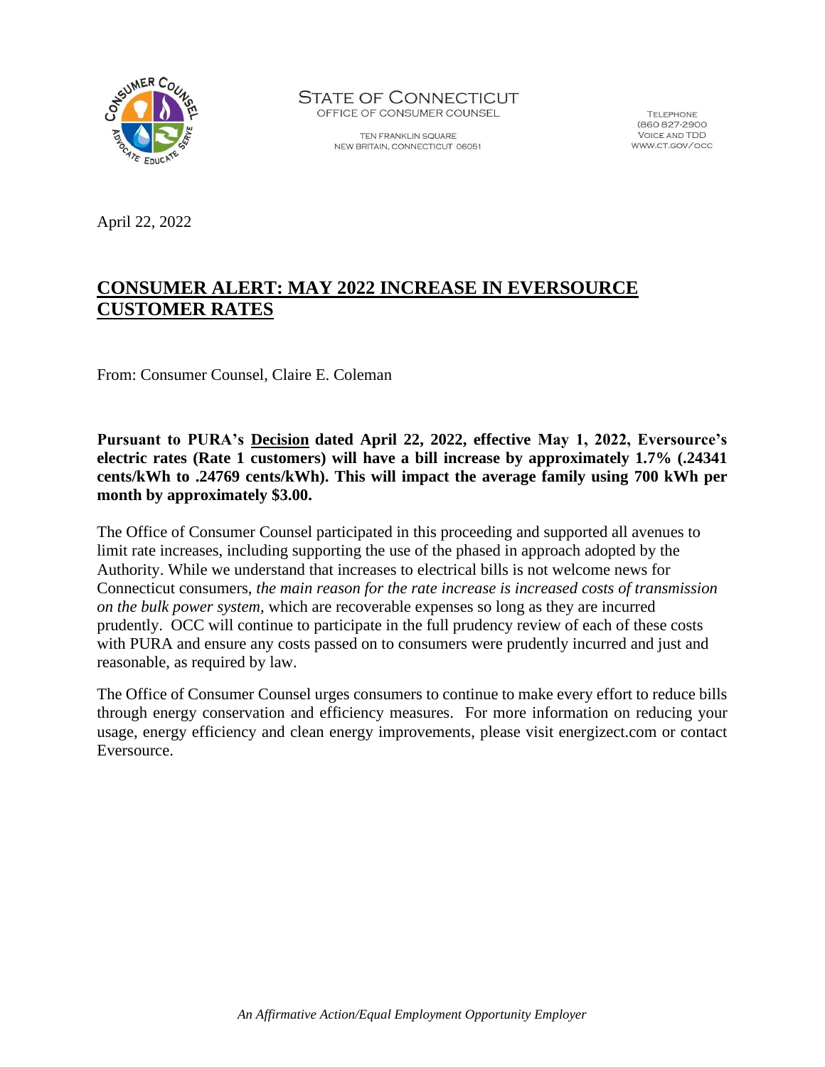STATE OF CONNECTICUT
OFFICE OF CONSUMER COUNSEL

TEN FRANKLIN SQUARE
NEW BRITAIN, CONNECTICUT 06051

TELEPHONE
(860 827-2900
VOICE AND TDD
WWW.CT.GOV/OCC

April 22, 2022

# CONSUMER ALERT: MAY 2022 INCREASE IN EVERSOURCE CUSTOMER RATES

From: Consumer Counsel, Claire E. Coleman

**Pursuant to PURA's Decision dated April 22, 2022, effective May 1, 2022, Eversource's electric rates (Rate 1 customers) will have a bill increase by approximately 1.7% (.24341 cents/kWh to .24769 cents/kWh). This will impact the average family using 700 kWh per month by approximately $3.00.**

The Office of Consumer Counsel participated in this proceeding and supported all avenues to limit rate increases, including supporting the use of the phased in approach adopted by the Authority. While we understand that increases to electrical bills is not welcome news for Connecticut consumers, *the main reason for the rate increase is increased costs of transmission on the bulk power system,* which are recoverable expenses so long as they are incurred prudently. OCC will continue to participate in the full prudency review of each of these costs with PURA and ensure any costs passed on to consumers were prudently incurred and just and reasonable, as required by law.

The Office of Consumer Counsel urges consumers to continue to make every effort to reduce bills through energy conservation and efficiency measures. For more information on reducing your usage, energy efficiency and clean energy improvements, please visit energizect.com or contact Eversource.

*An Affirmative Action/Equal Employment Opportunity Employer*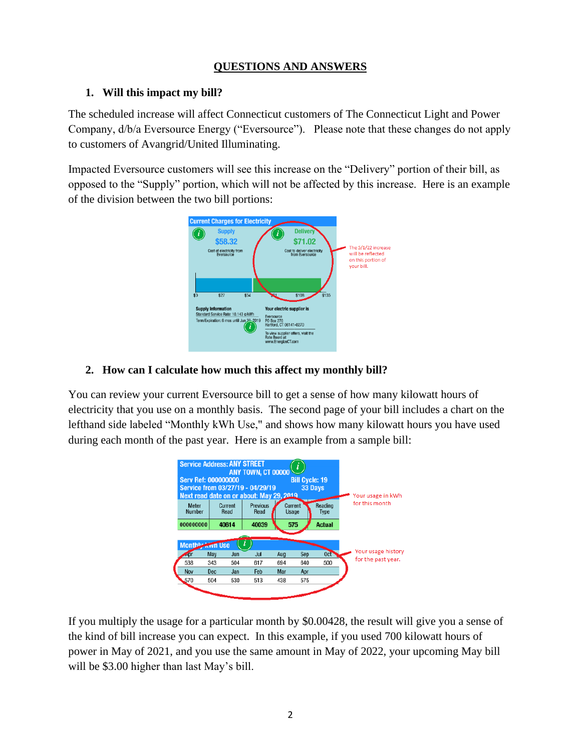## QUESTIONS AND ANSWERS

### 1. Will this impact my bill?

The scheduled increase will affect Connecticut customers of The Connecticut Light and Power Company, d/b/a Eversource Energy ("Eversource"). Please note that these changes do not apply to customers of Avangrid/United Illuminating.

Impacted Eversource customers will see this increase on the "Delivery" portion of their bill, as opposed to the "Supply" portion, which will not be affected by this increase. Here is an example of the division between the two bill portions:

| Current Charges for Electricity | |
|---|---|
| Supply | Delivery |
| $58.32 | $71.02 |
| Cost of electricity from Eversource | Cost to deliver electricity from Eversource |

Supply Information
Standard Service Rate: 10.143 ¢/kWh
Term/Expiration: 6 mos until Jun 30, 2019

Your electric supplier is
Eversource
PO Box 270
Hartford, CT 06141-0270

To view supplier offers, visit the Rate Board at www.EnergizeCT.com

The 5/1/22 increase will be reflected on this portion of your bill.

### 2. How can I calculate how much this affect my monthly bill?

You can review your current Eversource bill to get a sense of how many kilowatt hours of electricity that you use on a monthly basis. The second page of your bill includes a chart on the lefthand side labeled "Monthly kWh Use," and shows how many kilowatt hours you have used during each month of the past year. Here is an example from a sample bill:

Service Address: ANY STREET
ANY TOWN, CT 00000
Serv Ref: 000000000 Bill Cycle: 19
Service from 03/27/19 - 04/29/19 33 Days
Next read date on or about: May 29, 2019

| Meter Number | Current Read | Previous Read | Current Usage | Reading Type |
|---|---|---|---|---|
| 000000000 | 40614 | 40039 | 575 | Actual |

Your usage in kWh for this month

Monthly kWh Use

| Apr | May | Jun | Jul | Aug | Sep | Oct |
|---|---|---|---|---|---|---|
| 538 | 343 | 504 | 617 | 694 | 640 | 500 |
| Nov | Dec | Jan | Feb | Mar | Apr | |
| 570 | 504 | 530 | 513 | 438 | 575 | |

Your usage history for the past year.

If you multiply the usage for a particular month by $0.00428, the result will give you a sense of the kind of bill increase you can expect. In this example, if you used 700 kilowatt hours of power in May of 2021, and you use the same amount in May of 2022, your upcoming May bill will be $3.00 higher than last May's bill.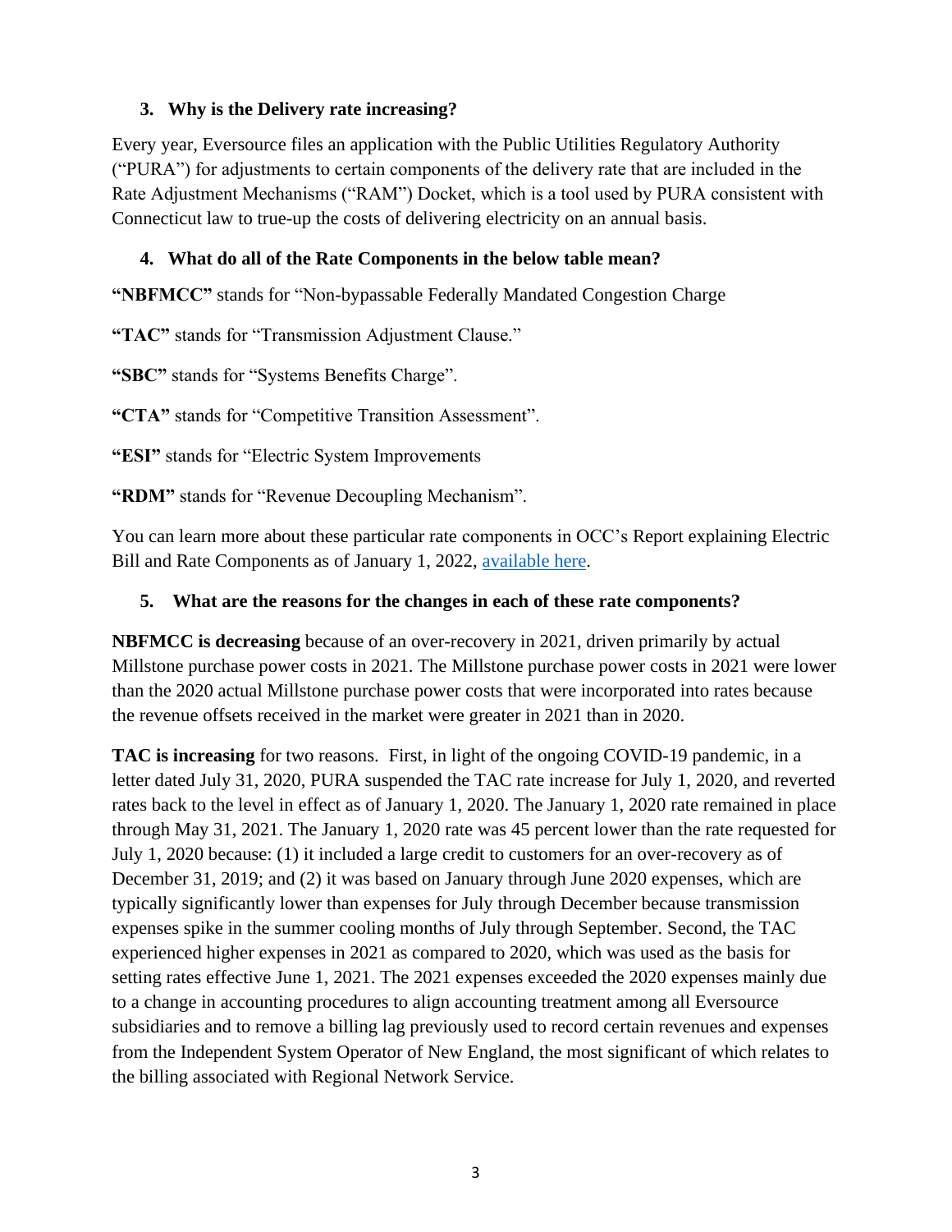### 3. Why is the Delivery rate increasing?

Every year, Eversource files an application with the Public Utilities Regulatory Authority ("PURA") for adjustments to certain components of the delivery rate that are included in the Rate Adjustment Mechanisms ("RAM") Docket, which is a tool used by PURA consistent with Connecticut law to true-up the costs of delivering electricity on an annual basis.

### 4. What do all of the Rate Components in the below table mean?

**"NBFMCC"** stands for "Non-bypassable Federally Mandated Congestion Charge

**"TAC"** stands for "Transmission Adjustment Clause."

**"SBC"** stands for "Systems Benefits Charge".

**"CTA"** stands for "Competitive Transition Assessment".

**"ESI"** stands for "Electric System Improvements

**"RDM"** stands for "Revenue Decoupling Mechanism".

You can learn more about these particular rate components in OCC's Report explaining Electric Bill and Rate Components as of January 1, 2022, available here.

### 5. What are the reasons for the changes in each of these rate components?

**NBFMCC is decreasing** because of an over-recovery in 2021, driven primarily by actual Millstone purchase power costs in 2021. The Millstone purchase power costs in 2021 were lower than the 2020 actual Millstone purchase power costs that were incorporated into rates because the revenue offsets received in the market were greater in 2021 than in 2020.

**TAC is increasing** for two reasons. First, in light of the ongoing COVID-19 pandemic, in a letter dated July 31, 2020, PURA suspended the TAC rate increase for July 1, 2020, and reverted rates back to the level in effect as of January 1, 2020. The January 1, 2020 rate remained in place through May 31, 2021. The January 1, 2020 rate was 45 percent lower than the rate requested for July 1, 2020 because: (1) it included a large credit to customers for an over-recovery as of December 31, 2019; and (2) it was based on January through June 2020 expenses, which are typically significantly lower than expenses for July through December because transmission expenses spike in the summer cooling months of July through September. Second, the TAC experienced higher expenses in 2021 as compared to 2020, which was used as the basis for setting rates effective June 1, 2021. The 2021 expenses exceeded the 2020 expenses mainly due to a change in accounting procedures to align accounting treatment among all Eversource subsidiaries and to remove a billing lag previously used to record certain revenues and expenses from the Independent System Operator of New England, the most significant of which relates to the billing associated with Regional Network Service.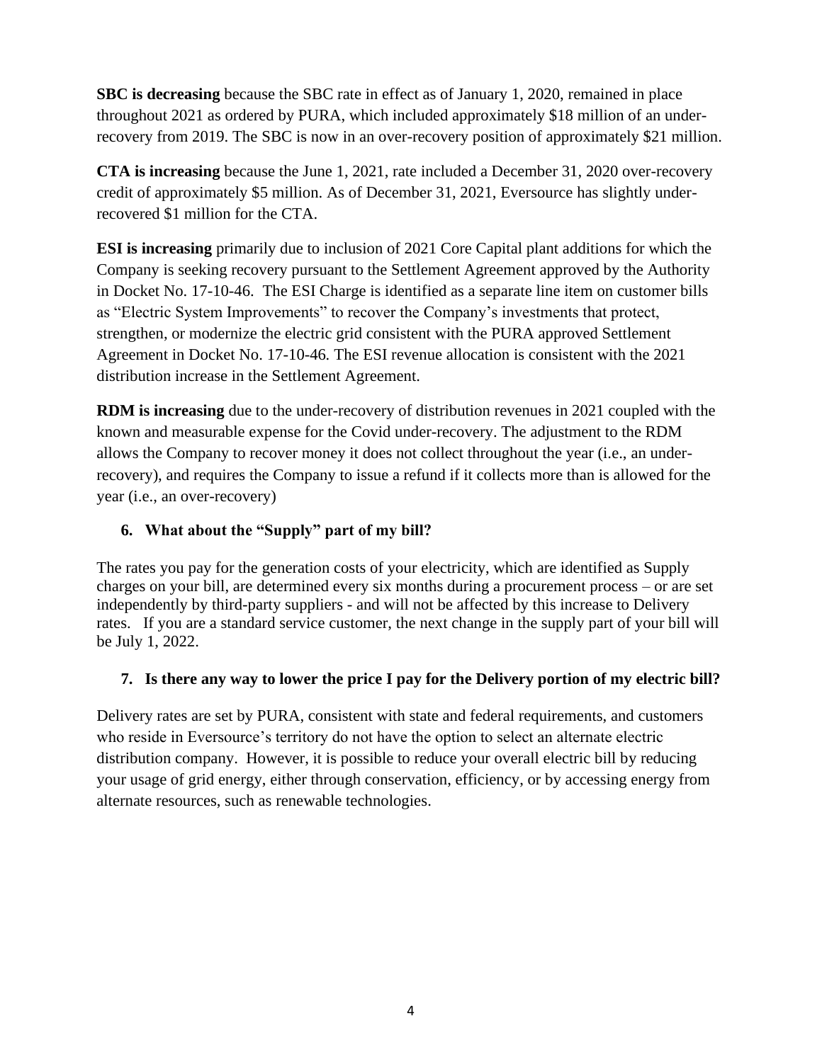**SBC is decreasing** because the SBC rate in effect as of January 1, 2020, remained in place throughout 2021 as ordered by PURA, which included approximately $18 million of an under-recovery from 2019. The SBC is now in an over-recovery position of approximately $21 million.

**CTA is increasing** because the June 1, 2021, rate included a December 31, 2020 over-recovery credit of approximately $5 million. As of December 31, 2021, Eversource has slightly under-recovered $1 million for the CTA.

**ESI is increasing** primarily due to inclusion of 2021 Core Capital plant additions for which the Company is seeking recovery pursuant to the Settlement Agreement approved by the Authority in Docket No. 17-10-46. The ESI Charge is identified as a separate line item on customer bills as "Electric System Improvements" to recover the Company's investments that protect, strengthen, or modernize the electric grid consistent with the PURA approved Settlement Agreement in Docket No. 17-10-46. The ESI revenue allocation is consistent with the 2021 distribution increase in the Settlement Agreement.

**RDM is increasing** due to the under-recovery of distribution revenues in 2021 coupled with the known and measurable expense for the Covid under-recovery. The adjustment to the RDM allows the Company to recover money it does not collect throughout the year (i.e., an under-recovery), and requires the Company to issue a refund if it collects more than is allowed for the year (i.e., an over-recovery)

### 6. What about the "Supply" part of my bill?

The rates you pay for the generation costs of your electricity, which are identified as Supply charges on your bill, are determined every six months during a procurement process – or are set independently by third-party suppliers - and will not be affected by this increase to Delivery rates. If you are a standard service customer, the next change in the supply part of your bill will be July 1, 2022.

### 7. Is there any way to lower the price I pay for the Delivery portion of my electric bill?

Delivery rates are set by PURA, consistent with state and federal requirements, and customers who reside in Eversource's territory do not have the option to select an alternate electric distribution company. However, it is possible to reduce your overall electric bill by reducing your usage of grid energy, either through conservation, efficiency, or by accessing energy from alternate resources, such as renewable technologies.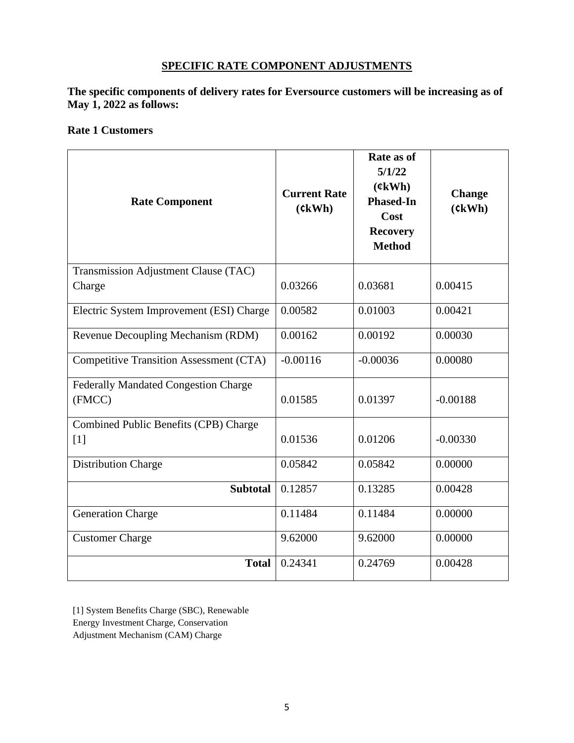## SPECIFIC RATE COMPONENT ADJUSTMENTS

**The specific components of delivery rates for Eversource customers will be increasing as of May 1, 2022 as follows:**

**Rate 1 Customers**

| Rate Component | Current Rate (¢kWh) | Rate as of 5/1/22 (¢kWh) Phased-In Cost Recovery Method | Change (¢kWh) |
|---|---|---|---|
| Transmission Adjustment Clause (TAC) Charge | 0.03266 | 0.03681 | 0.00415 |
| Electric System Improvement (ESI) Charge | 0.00582 | 0.01003 | 0.00421 |
| Revenue Decoupling Mechanism (RDM) | 0.00162 | 0.00192 | 0.00030 |
| Competitive Transition Assessment (CTA) | -0.00116 | -0.00036 | 0.00080 |
| Federally Mandated Congestion Charge (FMCC) | 0.01585 | 0.01397 | -0.00188 |
| Combined Public Benefits (CPB) Charge [1] | 0.01536 | 0.01206 | -0.00330 |
| Distribution Charge | 0.05842 | 0.05842 | 0.00000 |
| **Subtotal** | 0.12857 | 0.13285 | 0.00428 |
| Generation Charge | 0.11484 | 0.11484 | 0.00000 |
| Customer Charge | 9.62000 | 9.62000 | 0.00000 |
| **Total** | 0.24341 | 0.24769 | 0.00428 |

[1] System Benefits Charge (SBC), Renewable Energy Investment Charge, Conservation Adjustment Mechanism (CAM) Charge